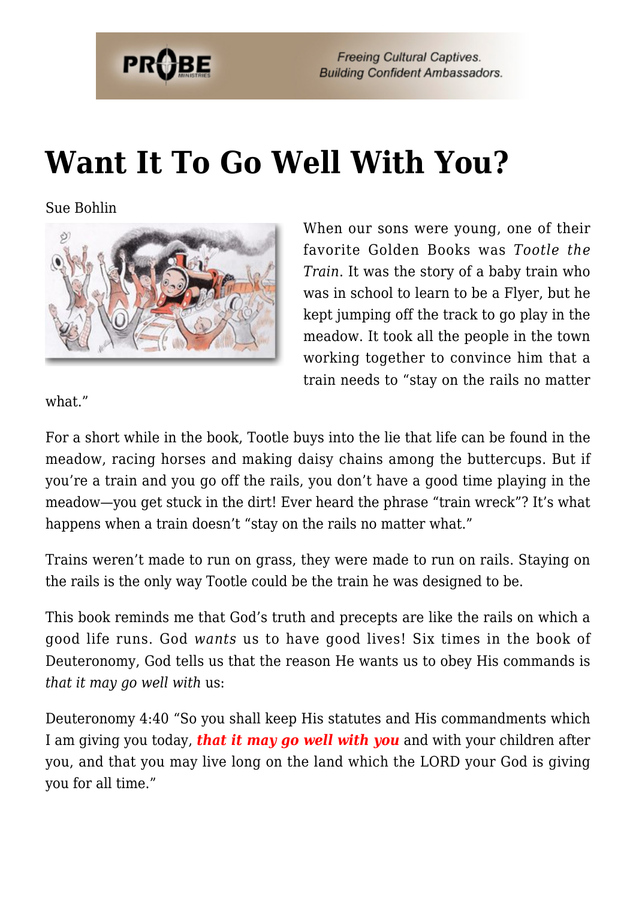# Want It To Go Well With You?

Sue Bohlin

When our sons were young, one of their favorite Golden Books was *Tootle the Train*. It was the story of a baby train who was in school to learn to be a Flyer, but he kept jumping off the track to go play in the meadow. It took all the people in the town working together to convince him that a train needs to "stay on the rails no matter what."

For a short while in the book, Tootle buys into the lie that life can be found in the meadow, racing horses and making daisy chains among the buttercups. But if you're a train and you go off the rails, you don't have a good time playing in the meadow—you get stuck in the dirt! Ever heard the phrase "train wreck"? It's what happens when a train doesn't "stay on the rails no matter what."

Trains weren't made to run on grass, they were made to run on rails. Staying on the rails is the only way Tootle could be the train he was designed to be.

This book reminds me that God's truth and precepts are like the rails on which a good life runs. God *wants* us to have good lives! Six times in the book of Deuteronomy, God tells us that the reason He wants us to obey His commands is *that it may go well with* us:

Deuteronomy 4:40 "So you shall keep His statutes and His commandments which I am giving you today, ***that it may go well with you*** and with your children after you, and that you may live long on the land which the LORD your God is giving you for all time."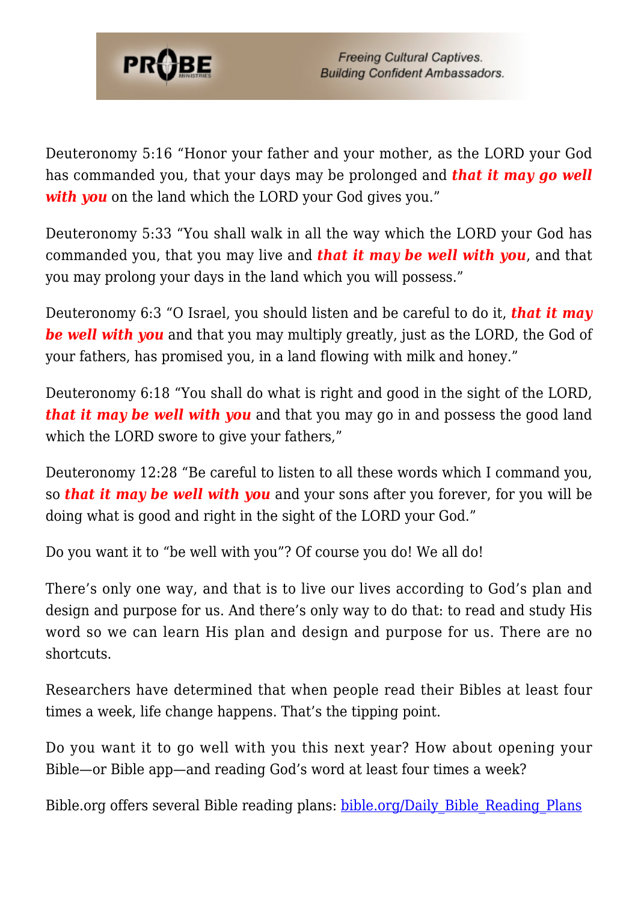Deuteronomy 5:16 "Honor your father and your mother, as the LORD your God has commanded you, that your days may be prolonged and ***that it may go well with you*** on the land which the LORD your God gives you."

Deuteronomy 5:33 "You shall walk in all the way which the LORD your God has commanded you, that you may live and ***that it may be well with you***, and that you may prolong your days in the land which you will possess."

Deuteronomy 6:3 "O Israel, you should listen and be careful to do it, ***that it may be well with you*** and that you may multiply greatly, just as the LORD, the God of your fathers, has promised you, in a land flowing with milk and honey."

Deuteronomy 6:18 "You shall do what is right and good in the sight of the LORD, ***that it may be well with you*** and that you may go in and possess the good land which the LORD swore to give your fathers,"

Deuteronomy 12:28 "Be careful to listen to all these words which I command you, so ***that it may be well with you*** and your sons after you forever, for you will be doing what is good and right in the sight of the LORD your God."

Do you want it to "be well with you"? Of course you do! We all do!

There's only one way, and that is to live our lives according to God's plan and design and purpose for us. And there's only way to do that: to read and study His word so we can learn His plan and design and purpose for us. There are no shortcuts.

Researchers have determined that when people read their Bibles at least four times a week, life change happens. That's the tipping point.

Do you want it to go well with you this next year? How about opening your Bible—or Bible app—and reading God's word at least four times a week?

Bible.org offers several Bible reading plans: [bible.org/Daily_Bible_Reading_Plans](bible.org/Daily_Bible_Reading_Plans)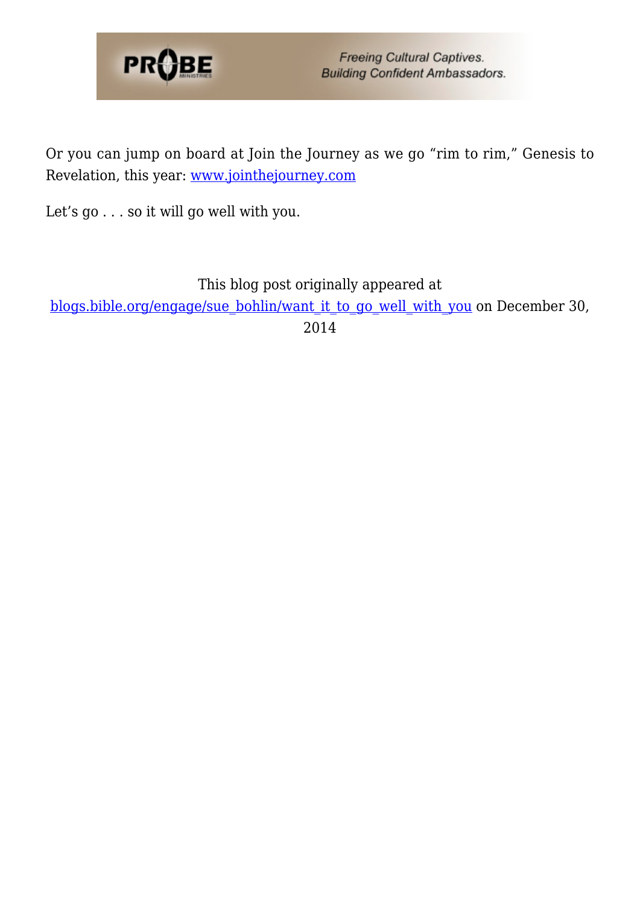Or you can jump on board at Join the Journey as we go "rim to rim," Genesis to Revelation, this year: [www.jointhejourney.com](http://www.jointhejourney.com)

Let's go . . . so it will go well with you.

This blog post originally appeared at [blogs.bible.org/engage/sue_bohlin/want_it_to_go_well_with_you](http://blogs.bible.org/engage/sue_bohlin/want_it_to_go_well_with_you) on December 30, 2014